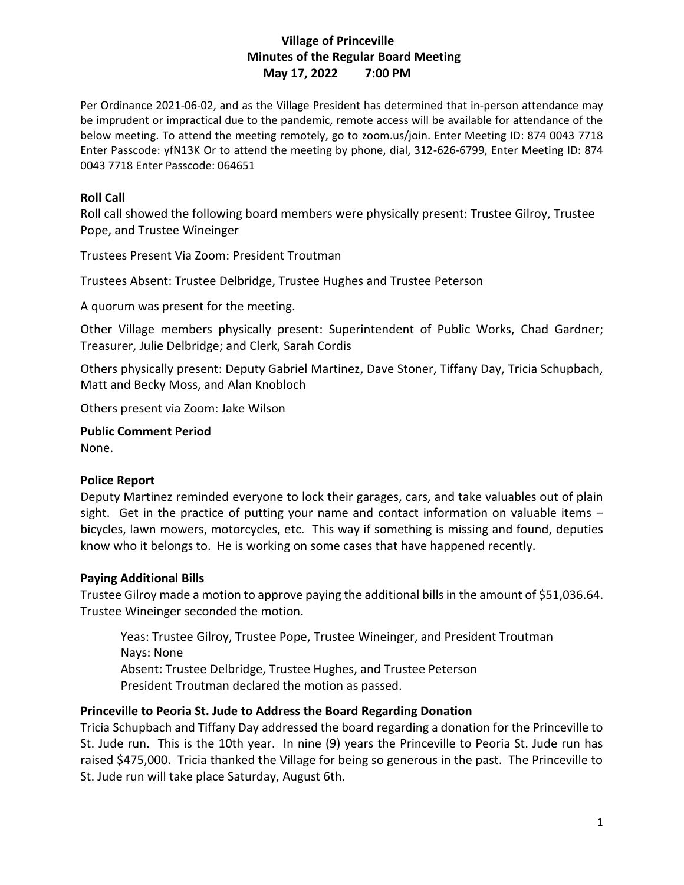# Village of Princeville
## Minutes of the Regular Board Meeting
### May 17, 2022 7:00 PM

Per Ordinance 2021-06-02, and as the Village President has determined that in-person attendance may be imprudent or impractical due to the pandemic, remote access will be available for attendance of the below meeting. To attend the meeting remotely, go to zoom.us/join. Enter Meeting ID: 874 0043 7718 Enter Passcode: yfN13K Or to attend the meeting by phone, dial, 312-626-6799, Enter Meeting ID: 874 0043 7718 Enter Passcode: 064651

**Roll Call**

Roll call showed the following board members were physically present: Trustee Gilroy, Trustee Pope, and Trustee Wineinger

Trustees Present Via Zoom: President Troutman

Trustees Absent: Trustee Delbridge, Trustee Hughes and Trustee Peterson

A quorum was present for the meeting.

Other Village members physically present: Superintendent of Public Works, Chad Gardner; Treasurer, Julie Delbridge; and Clerk, Sarah Cordis

Others physically present: Deputy Gabriel Martinez, Dave Stoner, Tiffany Day, Tricia Schupbach, Matt and Becky Moss, and Alan Knobloch

Others present via Zoom: Jake Wilson

**Public Comment Period**

None.

**Police Report**

Deputy Martinez reminded everyone to lock their garages, cars, and take valuables out of plain sight. Get in the practice of putting your name and contact information on valuable items – bicycles, lawn mowers, motorcycles, etc. This way if something is missing and found, deputies know who it belongs to. He is working on some cases that have happened recently.

**Paying Additional Bills**

Trustee Gilroy made a motion to approve paying the additional bills in the amount of $51,036.64. Trustee Wineinger seconded the motion.

> Yeas: Trustee Gilroy, Trustee Pope, Trustee Wineinger, and President Troutman
> Nays: None
> Absent: Trustee Delbridge, Trustee Hughes, and Trustee Peterson
> President Troutman declared the motion as passed.

**Princeville to Peoria St. Jude to Address the Board Regarding Donation**

Tricia Schupbach and Tiffany Day addressed the board regarding a donation for the Princeville to St. Jude run. This is the 10th year. In nine (9) years the Princeville to Peoria St. Jude run has raised $475,000. Tricia thanked the Village for being so generous in the past. The Princeville to St. Jude run will take place Saturday, August 6th.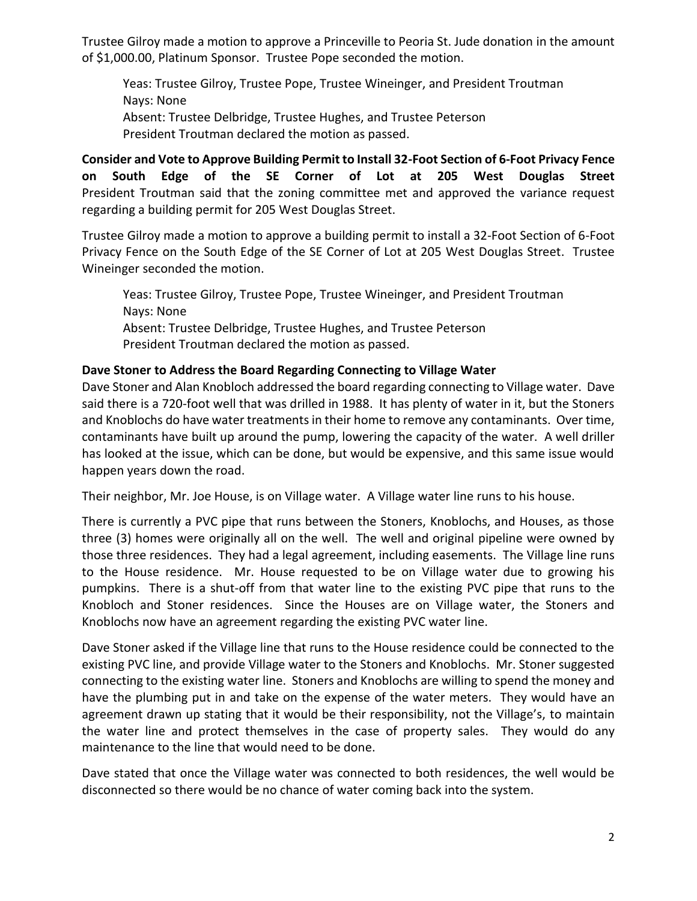Trustee Gilroy made a motion to approve a Princeville to Peoria St. Jude donation in the amount of $1,000.00, Platinum Sponsor. Trustee Pope seconded the motion.

> Yeas: Trustee Gilroy, Trustee Pope, Trustee Wineinger, and President Troutman
> Nays: None
> Absent: Trustee Delbridge, Trustee Hughes, and Trustee Peterson
> President Troutman declared the motion as passed.

**Consider and Vote to Approve Building Permit to Install 32-Foot Section of 6-Foot Privacy Fence on South Edge of the SE Corner of Lot at 205 West Douglas Street** President Troutman said that the zoning committee met and approved the variance request regarding a building permit for 205 West Douglas Street.

Trustee Gilroy made a motion to approve a building permit to install a 32-Foot Section of 6-Foot Privacy Fence on the South Edge of the SE Corner of Lot at 205 West Douglas Street. Trustee Wineinger seconded the motion.

> Yeas: Trustee Gilroy, Trustee Pope, Trustee Wineinger, and President Troutman
> Nays: None
> Absent: Trustee Delbridge, Trustee Hughes, and Trustee Peterson
> President Troutman declared the motion as passed.

**Dave Stoner to Address the Board Regarding Connecting to Village Water**

Dave Stoner and Alan Knobloch addressed the board regarding connecting to Village water. Dave said there is a 720-foot well that was drilled in 1988. It has plenty of water in it, but the Stoners and Knoblochs do have water treatments in their home to remove any contaminants. Over time, contaminants have built up around the pump, lowering the capacity of the water. A well driller has looked at the issue, which can be done, but would be expensive, and this same issue would happen years down the road.

Their neighbor, Mr. Joe House, is on Village water. A Village water line runs to his house.

There is currently a PVC pipe that runs between the Stoners, Knoblochs, and Houses, as those three (3) homes were originally all on the well. The well and original pipeline were owned by those three residences. They had a legal agreement, including easements. The Village line runs to the House residence. Mr. House requested to be on Village water due to growing his pumpkins. There is a shut-off from that water line to the existing PVC pipe that runs to the Knobloch and Stoner residences. Since the Houses are on Village water, the Stoners and Knoblochs now have an agreement regarding the existing PVC water line.

Dave Stoner asked if the Village line that runs to the House residence could be connected to the existing PVC line, and provide Village water to the Stoners and Knoblochs. Mr. Stoner suggested connecting to the existing water line. Stoners and Knoblochs are willing to spend the money and have the plumbing put in and take on the expense of the water meters. They would have an agreement drawn up stating that it would be their responsibility, not the Village's, to maintain the water line and protect themselves in the case of property sales. They would do any maintenance to the line that would need to be done.

Dave stated that once the Village water was connected to both residences, the well would be disconnected so there would be no chance of water coming back into the system.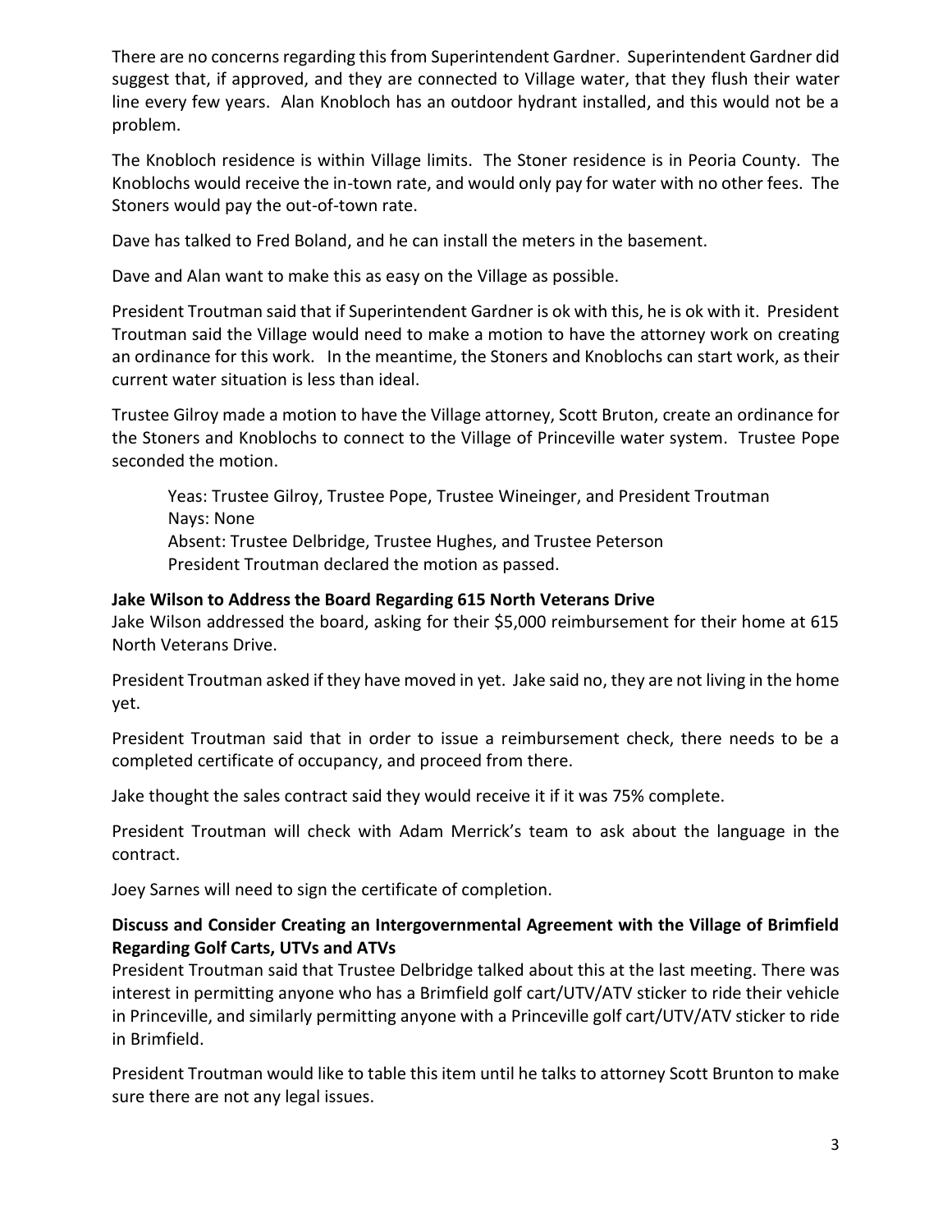There are no concerns regarding this from Superintendent Gardner. Superintendent Gardner did suggest that, if approved, and they are connected to Village water, that they flush their water line every few years. Alan Knobloch has an outdoor hydrant installed, and this would not be a problem.

The Knobloch residence is within Village limits. The Stoner residence is in Peoria County. The Knoblochs would receive the in-town rate, and would only pay for water with no other fees. The Stoners would pay the out-of-town rate.

Dave has talked to Fred Boland, and he can install the meters in the basement.

Dave and Alan want to make this as easy on the Village as possible.

President Troutman said that if Superintendent Gardner is ok with this, he is ok with it. President Troutman said the Village would need to make a motion to have the attorney work on creating an ordinance for this work. In the meantime, the Stoners and Knoblochs can start work, as their current water situation is less than ideal.

Trustee Gilroy made a motion to have the Village attorney, Scott Bruton, create an ordinance for the Stoners and Knoblochs to connect to the Village of Princeville water system. Trustee Pope seconded the motion.

> Yeas: Trustee Gilroy, Trustee Pope, Trustee Wineinger, and President Troutman
> Nays: None
> Absent: Trustee Delbridge, Trustee Hughes, and Trustee Peterson
> President Troutman declared the motion as passed.

**Jake Wilson to Address the Board Regarding 615 North Veterans Drive**

Jake Wilson addressed the board, asking for their $5,000 reimbursement for their home at 615 North Veterans Drive.

President Troutman asked if they have moved in yet. Jake said no, they are not living in the home yet.

President Troutman said that in order to issue a reimbursement check, there needs to be a completed certificate of occupancy, and proceed from there.

Jake thought the sales contract said they would receive it if it was 75% complete.

President Troutman will check with Adam Merrick's team to ask about the language in the contract.

Joey Sarnes will need to sign the certificate of completion.

**Discuss and Consider Creating an Intergovernmental Agreement with the Village of Brimfield Regarding Golf Carts, UTVs and ATVs**

President Troutman said that Trustee Delbridge talked about this at the last meeting. There was interest in permitting anyone who has a Brimfield golf cart/UTV/ATV sticker to ride their vehicle in Princeville, and similarly permitting anyone with a Princeville golf cart/UTV/ATV sticker to ride in Brimfield.

President Troutman would like to table this item until he talks to attorney Scott Brunton to make sure there are not any legal issues.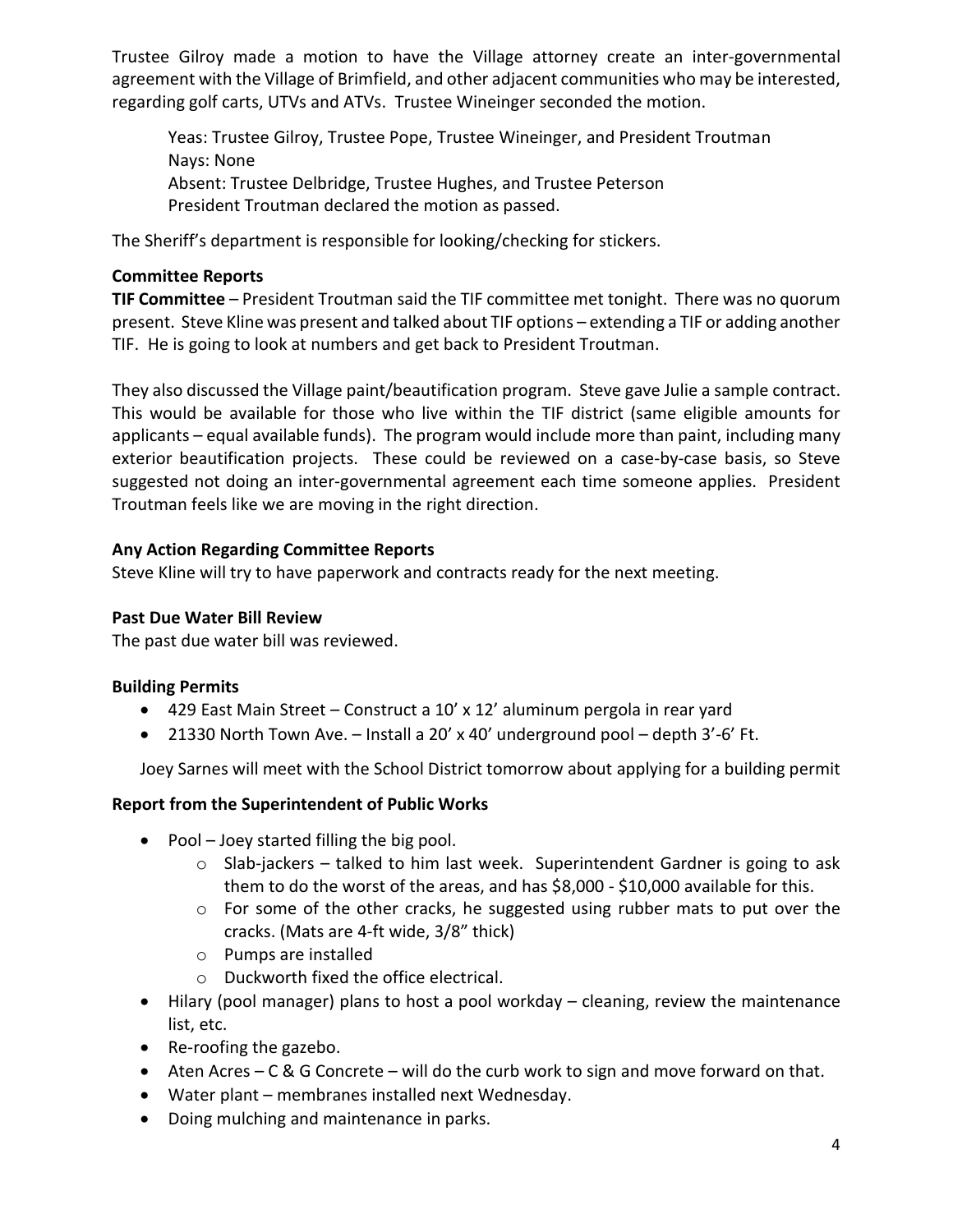Trustee Gilroy made a motion to have the Village attorney create an inter-governmental agreement with the Village of Brimfield, and other adjacent communities who may be interested, regarding golf carts, UTVs and ATVs. Trustee Wineinger seconded the motion.

> Yeas: Trustee Gilroy, Trustee Pope, Trustee Wineinger, and President Troutman
> Nays: None
> Absent: Trustee Delbridge, Trustee Hughes, and Trustee Peterson
> President Troutman declared the motion as passed.

The Sheriff's department is responsible for looking/checking for stickers.

**Committee Reports**

**TIF Committee** – President Troutman said the TIF committee met tonight. There was no quorum present. Steve Kline was present and talked about TIF options – extending a TIF or adding another TIF. He is going to look at numbers and get back to President Troutman.

They also discussed the Village paint/beautification program. Steve gave Julie a sample contract. This would be available for those who live within the TIF district (same eligible amounts for applicants – equal available funds). The program would include more than paint, including many exterior beautification projects. These could be reviewed on a case-by-case basis, so Steve suggested not doing an inter-governmental agreement each time someone applies. President Troutman feels like we are moving in the right direction.

**Any Action Regarding Committee Reports**

Steve Kline will try to have paperwork and contracts ready for the next meeting.

**Past Due Water Bill Review**

The past due water bill was reviewed.

**Building Permits**

- 429 East Main Street – Construct a 10' x 12' aluminum pergola in rear yard
- 21330 North Town Ave. – Install a 20' x 40' underground pool – depth 3'-6' Ft.

Joey Sarnes will meet with the School District tomorrow about applying for a building permit

**Report from the Superintendent of Public Works**

- Pool – Joey started filling the big pool.
  - Slab-jackers – talked to him last week. Superintendent Gardner is going to ask them to do the worst of the areas, and has $8,000 - $10,000 available for this.
  - For some of the other cracks, he suggested using rubber mats to put over the cracks. (Mats are 4-ft wide, 3/8" thick)
  - Pumps are installed
  - Duckworth fixed the office electrical.
- Hilary (pool manager) plans to host a pool workday – cleaning, review the maintenance list, etc.
- Re-roofing the gazebo.
- Aten Acres – C & G Concrete – will do the curb work to sign and move forward on that.
- Water plant – membranes installed next Wednesday.
- Doing mulching and maintenance in parks.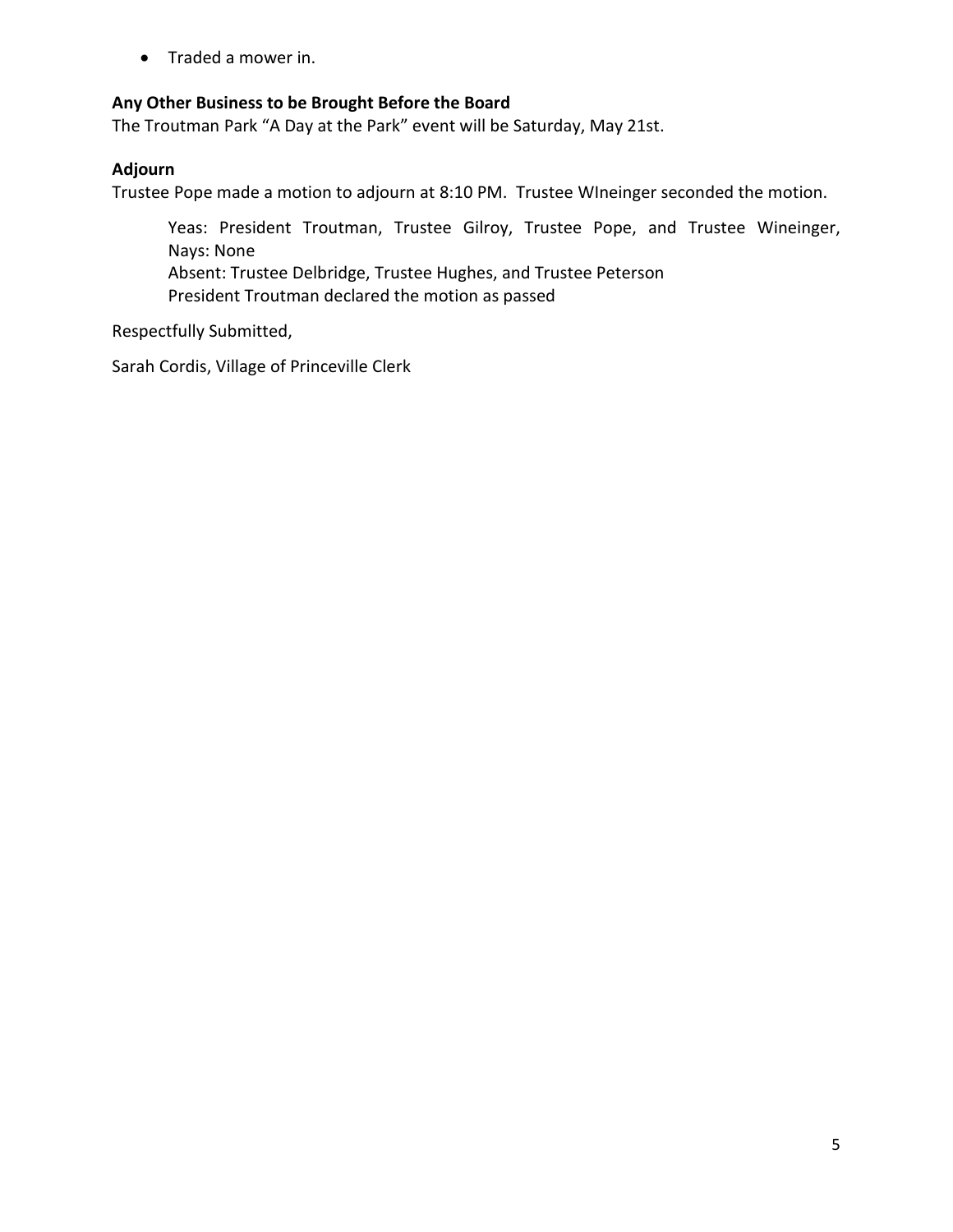- Traded a mower in.

**Any Other Business to be Brought Before the Board**

The Troutman Park "A Day at the Park" event will be Saturday, May 21st.

**Adjourn**

Trustee Pope made a motion to adjourn at 8:10 PM. Trustee WIneinger seconded the motion.

> Yeas: President Troutman, Trustee Gilroy, Trustee Pope, and Trustee Wineinger,
> Nays: None
> Absent: Trustee Delbridge, Trustee Hughes, and Trustee Peterson
> President Troutman declared the motion as passed

Respectfully Submitted,

Sarah Cordis, Village of Princeville Clerk